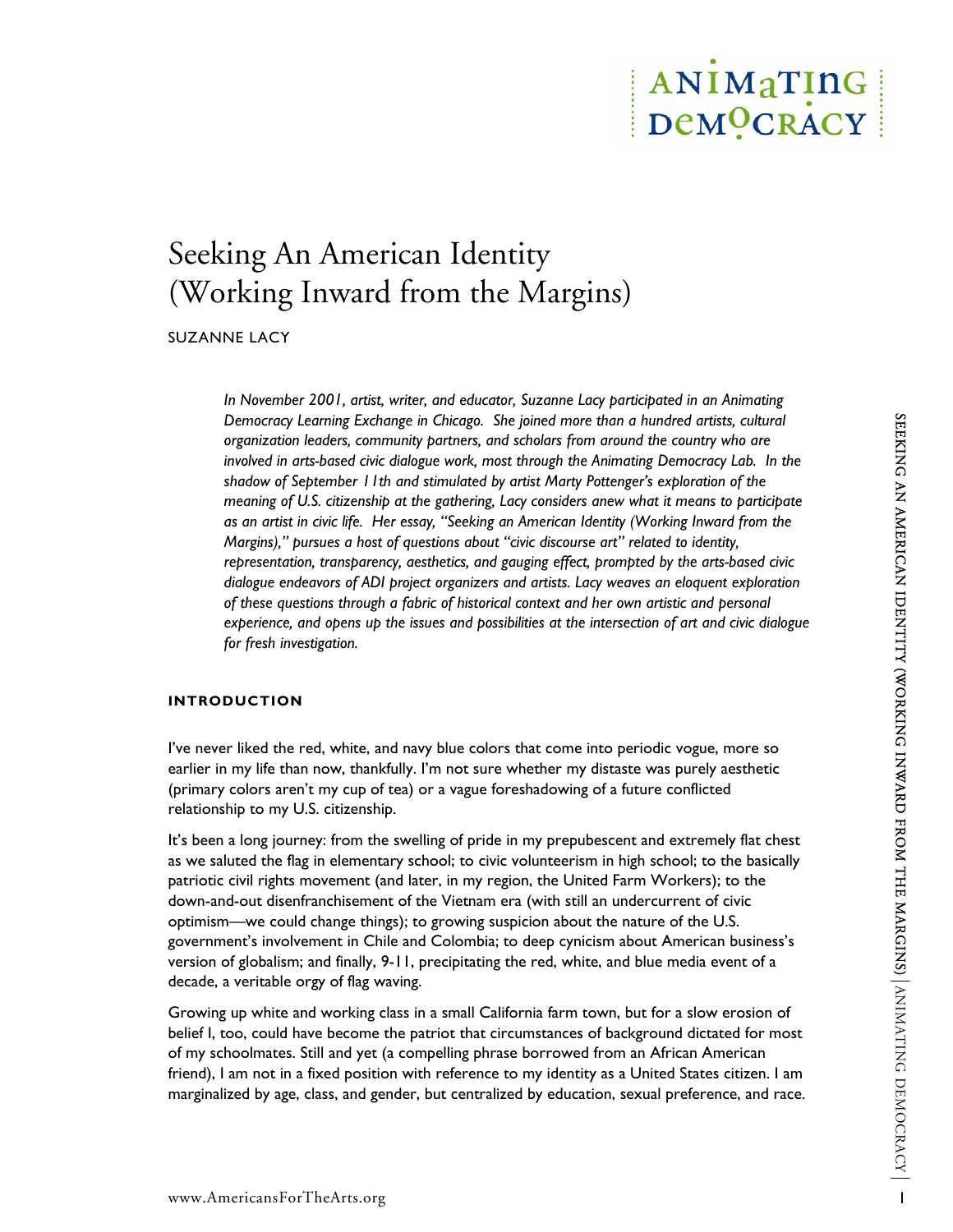# Seeking An American Identity (Working Inward from the Margins)

SUZANNE LACY

*In November 2001, artist, writer, and educator, Suzanne Lacy participated in an Animating Democracy Learning Exchange in Chicago. She joined more than a hundred artists, cultural organization leaders, community partners, and scholars from around the country who are involved in arts-based civic dialogue work, most through the Animating Democracy Lab. In the shadow of September 11th and stimulated by artist Marty Pottenger's exploration of the meaning of U.S. citizenship at the gathering, Lacy considers anew what it means to participate as an artist in civic life. Her essay, "Seeking an American Identity (Working Inward from the Margins)," pursues a host of questions about "civic discourse art" related to identity, representation, transparency, aesthetics, and gauging effect, prompted by the arts-based civic dialogue endeavors of ADI project organizers and artists. Lacy weaves an eloquent exploration of these questions through a fabric of historical context and her own artistic and personal experience, and opens up the issues and possibilities at the intersection of art and civic dialogue for fresh investigation.*

## INTRODUCTION

I've never liked the red, white, and navy blue colors that come into periodic vogue, more so earlier in my life than now, thankfully. I'm not sure whether my distaste was purely aesthetic (primary colors aren't my cup of tea) or a vague foreshadowing of a future conflicted relationship to my U.S. citizenship.

It's been a long journey: from the swelling of pride in my prepubescent and extremely flat chest as we saluted the flag in elementary school; to civic volunteerism in high school; to the basically patriotic civil rights movement (and later, in my region, the United Farm Workers); to the down-and-out disenfranchisement of the Vietnam era (with still an undercurrent of civic optimism—we could change things); to growing suspicion about the nature of the U.S. government's involvement in Chile and Colombia; to deep cynicism about American business's version of globalism; and finally, 9-11, precipitating the red, white, and blue media event of a decade, a veritable orgy of flag waving.

Growing up white and working class in a small California farm town, but for a slow erosion of belief I, too, could have become the patriot that circumstances of background dictated for most of my schoolmates. Still and yet (a compelling phrase borrowed from an African American friend), I am not in a fixed position with reference to my identity as a United States citizen. I am marginalized by age, class, and gender, but centralized by education, sexual preference, and race.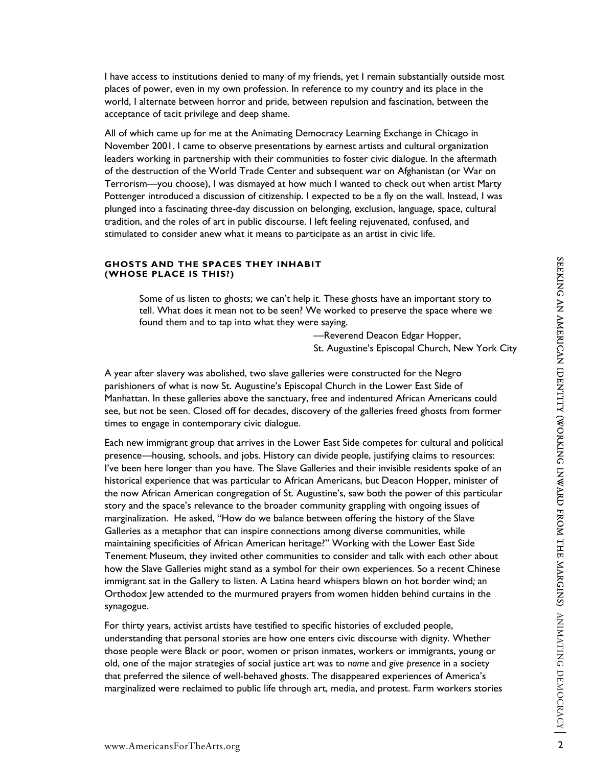I have access to institutions denied to many of my friends, yet I remain substantially outside most places of power, even in my own profession. In reference to my country and its place in the world, I alternate between horror and pride, between repulsion and fascination, between the acceptance of tacit privilege and deep shame.

All of which came up for me at the Animating Democracy Learning Exchange in Chicago in November 2001. I came to observe presentations by earnest artists and cultural organization leaders working in partnership with their communities to foster civic dialogue. In the aftermath of the destruction of the World Trade Center and subsequent war on Afghanistan (or War on Terrorism—you choose), I was dismayed at how much I wanted to check out when artist Marty Pottenger introduced a discussion of citizenship. I expected to be a fly on the wall. Instead, I was plunged into a fascinating three-day discussion on belonging, exclusion, language, space, cultural tradition, and the roles of art in public discourse. I left feeling rejuvenated, confused, and stimulated to consider anew what it means to participate as an artist in civic life.

### GHOSTS AND THE SPACES THEY INHABIT (WHOSE PLACE IS THIS?)

> Some of us listen to ghosts; we can't help it. These ghosts have an important story to tell. What does it mean not to be seen? We worked to preserve the space where we found them and to tap into what they were saying.
>
> —Reverend Deacon Edgar Hopper,
> St. Augustine's Episcopal Church, New York City

A year after slavery was abolished, two slave galleries were constructed for the Negro parishioners of what is now St. Augustine's Episcopal Church in the Lower East Side of Manhattan. In these galleries above the sanctuary, free and indentured African Americans could see, but not be seen. Closed off for decades, discovery of the galleries freed ghosts from former times to engage in contemporary civic dialogue.

Each new immigrant group that arrives in the Lower East Side competes for cultural and political presence—housing, schools, and jobs. History can divide people, justifying claims to resources: I've been here longer than you have. The Slave Galleries and their invisible residents spoke of an historical experience that was particular to African Americans, but Deacon Hopper, minister of the now African American congregation of St. Augustine's, saw both the power of this particular story and the space's relevance to the broader community grappling with ongoing issues of marginalization. He asked, "How do we balance between offering the history of the Slave Galleries as a metaphor that can inspire connections among diverse communities, while maintaining specificities of African American heritage?" Working with the Lower East Side Tenement Museum, they invited other communities to consider and talk with each other about how the Slave Galleries might stand as a symbol for their own experiences. So a recent Chinese immigrant sat in the Gallery to listen. A Latina heard whispers blown on hot border wind; an Orthodox Jew attended to the murmured prayers from women hidden behind curtains in the synagogue.

For thirty years, activist artists have testified to specific histories of excluded people, understanding that personal stories are how one enters civic discourse with dignity. Whether those people were Black or poor, women or prison inmates, workers or immigrants, young or old, one of the major strategies of social justice art was to *name* and *give presence* in a society that preferred the silence of well-behaved ghosts. The disappeared experiences of America's marginalized were reclaimed to public life through art, media, and protest. Farm workers stories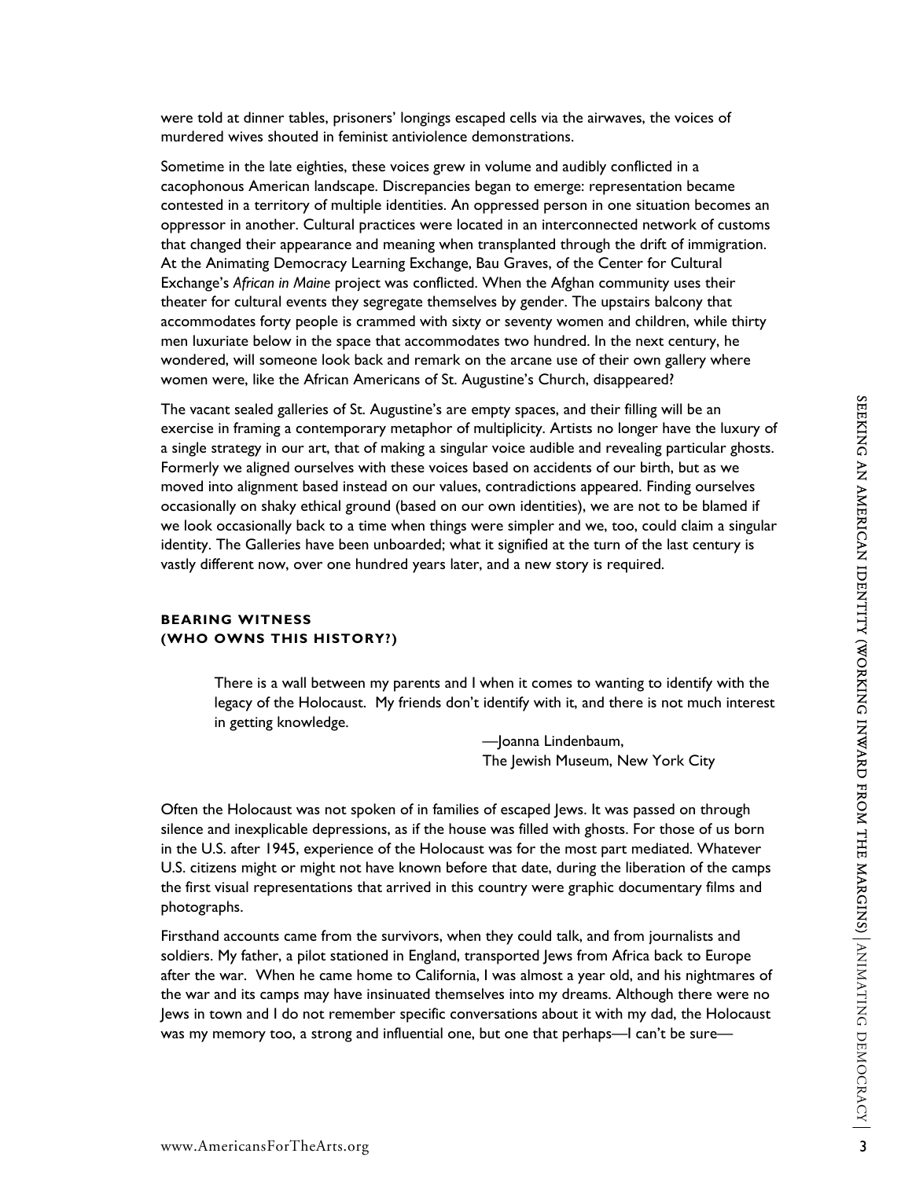were told at dinner tables, prisoners' longings escaped cells via the airwaves, the voices of murdered wives shouted in feminist antiviolence demonstrations.

Sometime in the late eighties, these voices grew in volume and audibly conflicted in a cacophonous American landscape. Discrepancies began to emerge: representation became contested in a territory of multiple identities. An oppressed person in one situation becomes an oppressor in another. Cultural practices were located in an interconnected network of customs that changed their appearance and meaning when transplanted through the drift of immigration. At the Animating Democracy Learning Exchange, Bau Graves, of the Center for Cultural Exchange's *African in Maine* project was conflicted. When the Afghan community uses their theater for cultural events they segregate themselves by gender. The upstairs balcony that accommodates forty people is crammed with sixty or seventy women and children, while thirty men luxuriate below in the space that accommodates two hundred. In the next century, he wondered, will someone look back and remark on the arcane use of their own gallery where women were, like the African Americans of St. Augustine's Church, disappeared?

The vacant sealed galleries of St. Augustine's are empty spaces, and their filling will be an exercise in framing a contemporary metaphor of multiplicity. Artists no longer have the luxury of a single strategy in our art, that of making a singular voice audible and revealing particular ghosts. Formerly we aligned ourselves with these voices based on accidents of our birth, but as we moved into alignment based instead on our values, contradictions appeared. Finding ourselves occasionally on shaky ethical ground (based on our own identities), we are not to be blamed if we look occasionally back to a time when things were simpler and we, too, could claim a singular identity. The Galleries have been unboarded; what it signified at the turn of the last century is vastly different now, over one hundred years later, and a new story is required.

## BEARING WITNESS (WHO OWNS THIS HISTORY?)

> There is a wall between my parents and I when it comes to wanting to identify with the legacy of the Holocaust. My friends don't identify with it, and there is not much interest in getting knowledge.
>
> —Joanna Lindenbaum,
> The Jewish Museum, New York City

Often the Holocaust was not spoken of in families of escaped Jews. It was passed on through silence and inexplicable depressions, as if the house was filled with ghosts. For those of us born in the U.S. after 1945, experience of the Holocaust was for the most part mediated. Whatever U.S. citizens might or might not have known before that date, during the liberation of the camps the first visual representations that arrived in this country were graphic documentary films and photographs.

Firsthand accounts came from the survivors, when they could talk, and from journalists and soldiers. My father, a pilot stationed in England, transported Jews from Africa back to Europe after the war. When he came home to California, I was almost a year old, and his nightmares of the war and its camps may have insinuated themselves into my dreams. Although there were no Jews in town and I do not remember specific conversations about it with my dad, the Holocaust was my memory too, a strong and influential one, but one that perhaps—I can't be sure—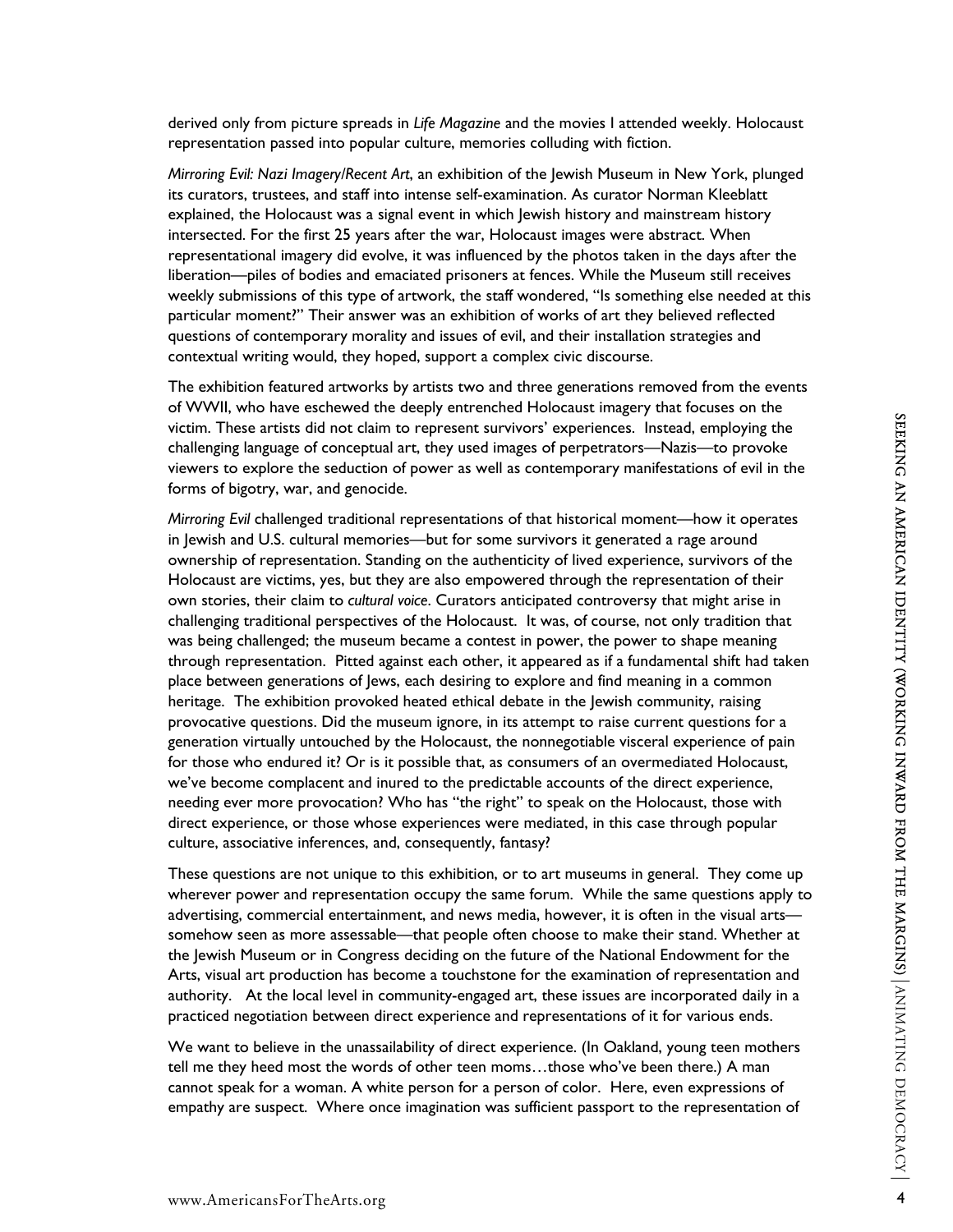derived only from picture spreads in *Life Magazine* and the movies I attended weekly. Holocaust representation passed into popular culture, memories colluding with fiction.

*Mirroring Evil: Nazi Imagery/Recent Art*, an exhibition of the Jewish Museum in New York, plunged its curators, trustees, and staff into intense self-examination. As curator Norman Kleeblatt explained, the Holocaust was a signal event in which Jewish history and mainstream history intersected. For the first 25 years after the war, Holocaust images were abstract. When representational imagery did evolve, it was influenced by the photos taken in the days after the liberation—piles of bodies and emaciated prisoners at fences. While the Museum still receives weekly submissions of this type of artwork, the staff wondered, "Is something else needed at this particular moment?" Their answer was an exhibition of works of art they believed reflected questions of contemporary morality and issues of evil, and their installation strategies and contextual writing would, they hoped, support a complex civic discourse.

The exhibition featured artworks by artists two and three generations removed from the events of WWII, who have eschewed the deeply entrenched Holocaust imagery that focuses on the victim. These artists did not claim to represent survivors' experiences. Instead, employing the challenging language of conceptual art, they used images of perpetrators—Nazis—to provoke viewers to explore the seduction of power as well as contemporary manifestations of evil in the forms of bigotry, war, and genocide.

*Mirroring Evil* challenged traditional representations of that historical moment—how it operates in Jewish and U.S. cultural memories—but for some survivors it generated a rage around ownership of representation. Standing on the authenticity of lived experience, survivors of the Holocaust are victims, yes, but they are also empowered through the representation of their own stories, their claim to *cultural voice*. Curators anticipated controversy that might arise in challenging traditional perspectives of the Holocaust. It was, of course, not only tradition that was being challenged; the museum became a contest in power, the power to shape meaning through representation. Pitted against each other, it appeared as if a fundamental shift had taken place between generations of Jews, each desiring to explore and find meaning in a common heritage. The exhibition provoked heated ethical debate in the Jewish community, raising provocative questions. Did the museum ignore, in its attempt to raise current questions for a generation virtually untouched by the Holocaust, the nonnegotiable visceral experience of pain for those who endured it? Or is it possible that, as consumers of an overmediated Holocaust, we've become complacent and inured to the predictable accounts of the direct experience, needing ever more provocation? Who has "the right" to speak on the Holocaust, those with direct experience, or those whose experiences were mediated, in this case through popular culture, associative inferences, and, consequently, fantasy?

These questions are not unique to this exhibition, or to art museums in general. They come up wherever power and representation occupy the same forum. While the same questions apply to advertising, commercial entertainment, and news media, however, it is often in the visual arts—somehow seen as more assessable—that people often choose to make their stand. Whether at the Jewish Museum or in Congress deciding on the future of the National Endowment for the Arts, visual art production has become a touchstone for the examination of representation and authority. At the local level in community-engaged art, these issues are incorporated daily in a practiced negotiation between direct experience and representations of it for various ends.

We want to believe in the unassailability of direct experience. (In Oakland, young teen mothers tell me they heed most the words of other teen moms…those who've been there.) A man cannot speak for a woman. A white person for a person of color. Here, even expressions of empathy are suspect. Where once imagination was sufficient passport to the representation of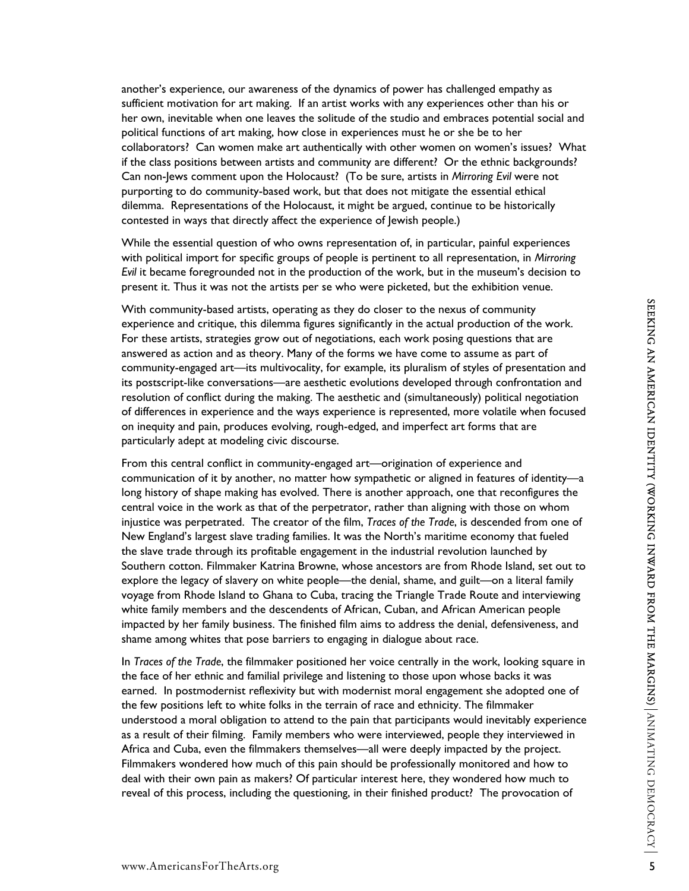another's experience, our awareness of the dynamics of power has challenged empathy as sufficient motivation for art making. If an artist works with any experiences other than his or her own, inevitable when one leaves the solitude of the studio and embraces potential social and political functions of art making, how close in experiences must he or she be to her collaborators? Can women make art authentically with other women on women's issues? What if the class positions between artists and community are different? Or the ethnic backgrounds? Can non-Jews comment upon the Holocaust? (To be sure, artists in *Mirroring Evil* were not purporting to do community-based work, but that does not mitigate the essential ethical dilemma. Representations of the Holocaust, it might be argued, continue to be historically contested in ways that directly affect the experience of Jewish people.)

While the essential question of who owns representation of, in particular, painful experiences with political import for specific groups of people is pertinent to all representation, in *Mirroring Evil* it became foregrounded not in the production of the work, but in the museum's decision to present it. Thus it was not the artists per se who were picketed, but the exhibition venue.

With community-based artists, operating as they do closer to the nexus of community experience and critique, this dilemma figures significantly in the actual production of the work. For these artists, strategies grow out of negotiations, each work posing questions that are answered as action and as theory. Many of the forms we have come to assume as part of community-engaged art—its multivocality, for example, its pluralism of styles of presentation and its postscript-like conversations—are aesthetic evolutions developed through confrontation and resolution of conflict during the making. The aesthetic and (simultaneously) political negotiation of differences in experience and the ways experience is represented, more volatile when focused on inequity and pain, produces evolving, rough-edged, and imperfect art forms that are particularly adept at modeling civic discourse.

From this central conflict in community-engaged art—origination of experience and communication of it by another, no matter how sympathetic or aligned in features of identity—a long history of shape making has evolved. There is another approach, one that reconfigures the central voice in the work as that of the perpetrator, rather than aligning with those on whom injustice was perpetrated. The creator of the film, *Traces of the Trade*, is descended from one of New England's largest slave trading families. It was the North's maritime economy that fueled the slave trade through its profitable engagement in the industrial revolution launched by Southern cotton. Filmmaker Katrina Browne, whose ancestors are from Rhode Island, set out to explore the legacy of slavery on white people—the denial, shame, and guilt—on a literal family voyage from Rhode Island to Ghana to Cuba, tracing the Triangle Trade Route and interviewing white family members and the descendents of African, Cuban, and African American people impacted by her family business. The finished film aims to address the denial, defensiveness, and shame among whites that pose barriers to engaging in dialogue about race.

In *Traces of the Trade*, the filmmaker positioned her voice centrally in the work, looking square in the face of her ethnic and familial privilege and listening to those upon whose backs it was earned. In postmodernist reflexivity but with modernist moral engagement she adopted one of the few positions left to white folks in the terrain of race and ethnicity. The filmmaker understood a moral obligation to attend to the pain that participants would inevitably experience as a result of their filming. Family members who were interviewed, people they interviewed in Africa and Cuba, even the filmmakers themselves—all were deeply impacted by the project. Filmmakers wondered how much of this pain should be professionally monitored and how to deal with their own pain as makers? Of particular interest here, they wondered how much to reveal of this process, including the questioning, in their finished product? The provocation of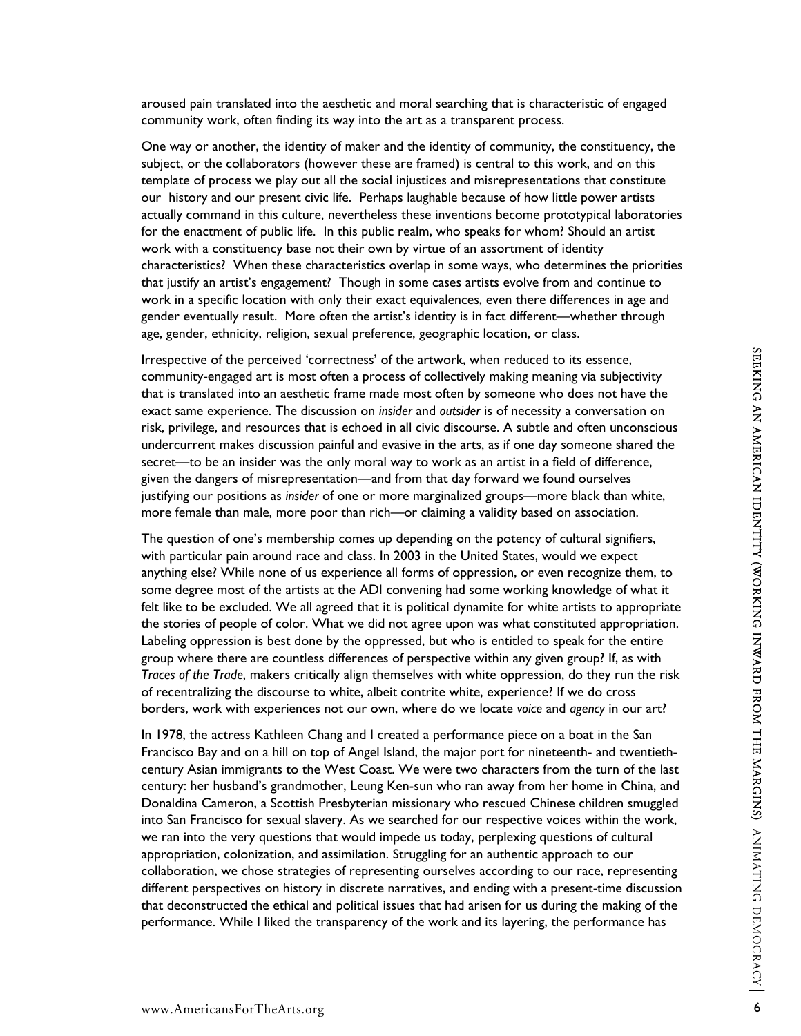aroused pain translated into the aesthetic and moral searching that is characteristic of engaged community work, often finding its way into the art as a transparent process.

One way or another, the identity of maker and the identity of community, the constituency, the subject, or the collaborators (however these are framed) is central to this work, and on this template of process we play out all the social injustices and misrepresentations that constitute our history and our present civic life. Perhaps laughable because of how little power artists actually command in this culture, nevertheless these inventions become prototypical laboratories for the enactment of public life. In this public realm, who speaks for whom? Should an artist work with a constituency base not their own by virtue of an assortment of identity characteristics? When these characteristics overlap in some ways, who determines the priorities that justify an artist's engagement? Though in some cases artists evolve from and continue to work in a specific location with only their exact equivalences, even there differences in age and gender eventually result. More often the artist's identity is in fact different—whether through age, gender, ethnicity, religion, sexual preference, geographic location, or class.

Irrespective of the perceived 'correctness' of the artwork, when reduced to its essence, community-engaged art is most often a process of collectively making meaning via subjectivity that is translated into an aesthetic frame made most often by someone who does not have the exact same experience. The discussion on *insider* and *outsider* is of necessity a conversation on risk, privilege, and resources that is echoed in all civic discourse. A subtle and often unconscious undercurrent makes discussion painful and evasive in the arts, as if one day someone shared the secret—to be an insider was the only moral way to work as an artist in a field of difference, given the dangers of misrepresentation—and from that day forward we found ourselves justifying our positions as *insider* of one or more marginalized groups—more black than white, more female than male, more poor than rich—or claiming a validity based on association.

The question of one's membership comes up depending on the potency of cultural signifiers, with particular pain around race and class. In 2003 in the United States, would we expect anything else? While none of us experience all forms of oppression, or even recognize them, to some degree most of the artists at the ADI convening had some working knowledge of what it felt like to be excluded. We all agreed that it is political dynamite for white artists to appropriate the stories of people of color. What we did not agree upon was what constituted appropriation. Labeling oppression is best done by the oppressed, but who is entitled to speak for the entire group where there are countless differences of perspective within any given group? If, as with *Traces of the Trade*, makers critically align themselves with white oppression, do they run the risk of recentralizing the discourse to white, albeit contrite white, experience? If we do cross borders, work with experiences not our own, where do we locate *voice* and *agency* in our art?

In 1978, the actress Kathleen Chang and I created a performance piece on a boat in the San Francisco Bay and on a hill on top of Angel Island, the major port for nineteenth- and twentieth-century Asian immigrants to the West Coast. We were two characters from the turn of the last century: her husband's grandmother, Leung Ken-sun who ran away from her home in China, and Donaldina Cameron, a Scottish Presbyterian missionary who rescued Chinese children smuggled into San Francisco for sexual slavery. As we searched for our respective voices within the work, we ran into the very questions that would impede us today, perplexing questions of cultural appropriation, colonization, and assimilation. Struggling for an authentic approach to our collaboration, we chose strategies of representing ourselves according to our race, representing different perspectives on history in discrete narratives, and ending with a present-time discussion that deconstructed the ethical and political issues that had arisen for us during the making of the performance. While I liked the transparency of the work and its layering, the performance has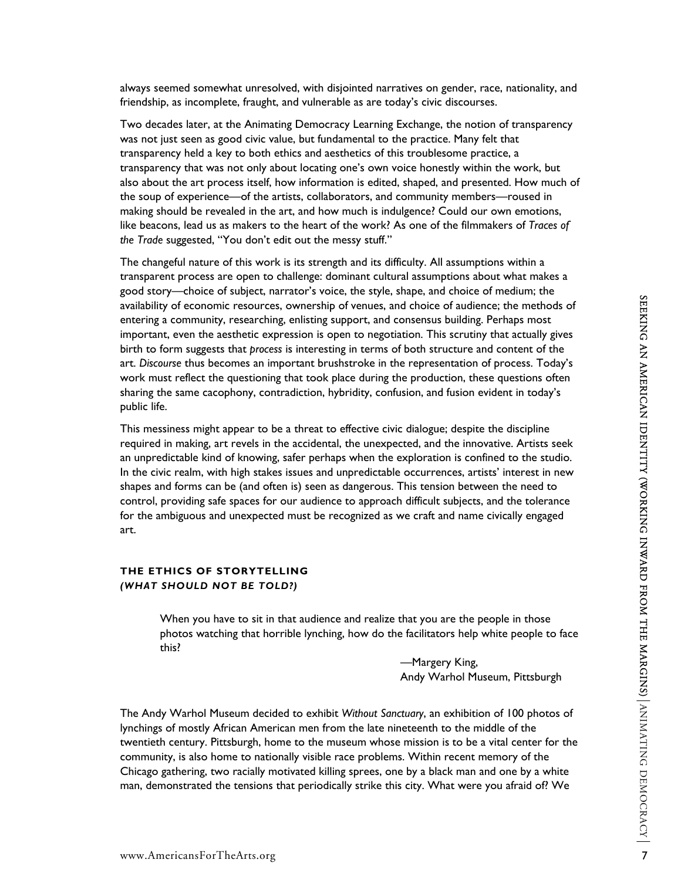always seemed somewhat unresolved, with disjointed narratives on gender, race, nationality, and friendship, as incomplete, fraught, and vulnerable as are today's civic discourses.

Two decades later, at the Animating Democracy Learning Exchange, the notion of transparency was not just seen as good civic value, but fundamental to the practice. Many felt that transparency held a key to both ethics and aesthetics of this troublesome practice, a transparency that was not only about locating one's own voice honestly within the work, but also about the art process itself, how information is edited, shaped, and presented. How much of the soup of experience—of the artists, collaborators, and community members—roused in making should be revealed in the art, and how much is indulgence? Could our own emotions, like beacons, lead us as makers to the heart of the work? As one of the filmmakers of *Traces of the Trade* suggested, "You don't edit out the messy stuff."

The changeful nature of this work is its strength and its difficulty. All assumptions within a transparent process are open to challenge: dominant cultural assumptions about what makes a good story—choice of subject, narrator's voice, the style, shape, and choice of medium; the availability of economic resources, ownership of venues, and choice of audience; the methods of entering a community, researching, enlisting support, and consensus building. Perhaps most important, even the aesthetic expression is open to negotiation. This scrutiny that actually gives birth to form suggests that *process* is interesting in terms of both structure and content of the art. *Discourse* thus becomes an important brushstroke in the representation of process. Today's work must reflect the questioning that took place during the production, these questions often sharing the same cacophony, contradiction, hybridity, confusion, and fusion evident in today's public life.

This messiness might appear to be a threat to effective civic dialogue; despite the discipline required in making, art revels in the accidental, the unexpected, and the innovative. Artists seek an unpredictable kind of knowing, safer perhaps when the exploration is confined to the studio. In the civic realm, with high stakes issues and unpredictable occurrences, artists' interest in new shapes and forms can be (and often is) seen as dangerous. This tension between the need to control, providing safe spaces for our audience to approach difficult subjects, and the tolerance for the ambiguous and unexpected must be recognized as we craft and name civically engaged art.

## THE ETHICS OF STORYTELLING
***(WHAT SHOULD NOT BE TOLD?)***

> When you have to sit in that audience and realize that you are the people in those photos watching that horrible lynching, how do the facilitators help white people to face this?
>
> —Margery King,
> Andy Warhol Museum, Pittsburgh

The Andy Warhol Museum decided to exhibit *Without Sanctuary*, an exhibition of 100 photos of lynchings of mostly African American men from the late nineteenth to the middle of the twentieth century. Pittsburgh, home to the museum whose mission is to be a vital center for the community, is also home to nationally visible race problems. Within recent memory of the Chicago gathering, two racially motivated killing sprees, one by a black man and one by a white man, demonstrated the tensions that periodically strike this city. What were you afraid of? We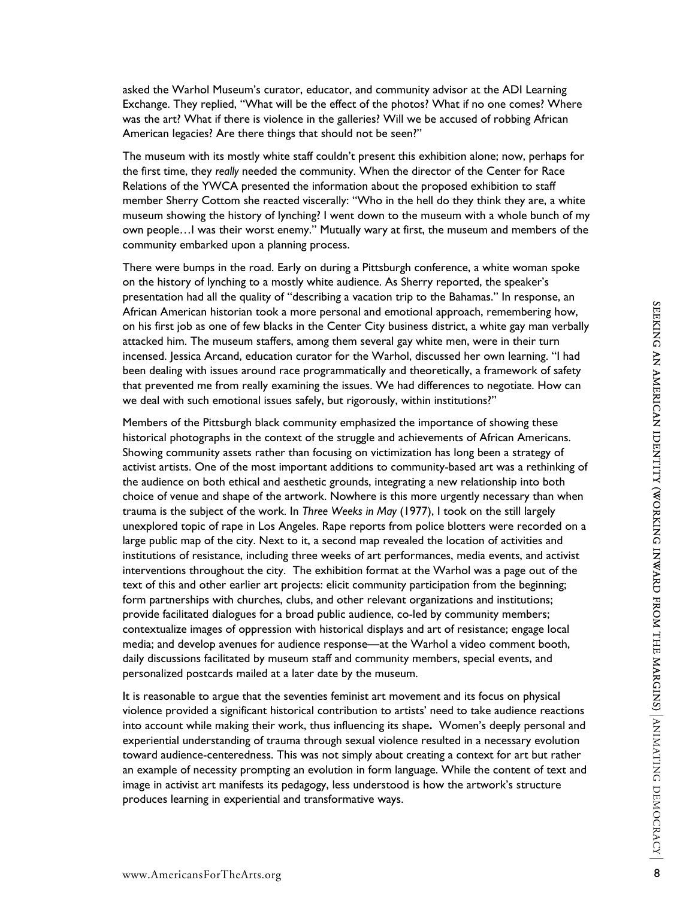asked the Warhol Museum's curator, educator, and community advisor at the ADI Learning Exchange. They replied, "What will be the effect of the photos? What if no one comes? Where was the art? What if there is violence in the galleries? Will we be accused of robbing African American legacies? Are there things that should not be seen?"

The museum with its mostly white staff couldn't present this exhibition alone; now, perhaps for the first time, they *really* needed the community. When the director of the Center for Race Relations of the YWCA presented the information about the proposed exhibition to staff member Sherry Cottom she reacted viscerally: "Who in the hell do they think they are, a white museum showing the history of lynching? I went down to the museum with a whole bunch of my own people…I was their worst enemy." Mutually wary at first, the museum and members of the community embarked upon a planning process.

There were bumps in the road. Early on during a Pittsburgh conference, a white woman spoke on the history of lynching to a mostly white audience. As Sherry reported, the speaker's presentation had all the quality of "describing a vacation trip to the Bahamas." In response, an African American historian took a more personal and emotional approach, remembering how, on his first job as one of few blacks in the Center City business district, a white gay man verbally attacked him. The museum staffers, among them several gay white men, were in their turn incensed. Jessica Arcand, education curator for the Warhol, discussed her own learning. "I had been dealing with issues around race programmatically and theoretically, a framework of safety that prevented me from really examining the issues. We had differences to negotiate. How can we deal with such emotional issues safely, but rigorously, within institutions?"

Members of the Pittsburgh black community emphasized the importance of showing these historical photographs in the context of the struggle and achievements of African Americans. Showing community assets rather than focusing on victimization has long been a strategy of activist artists. One of the most important additions to community-based art was a rethinking of the audience on both ethical and aesthetic grounds, integrating a new relationship into both choice of venue and shape of the artwork. Nowhere is this more urgently necessary than when trauma is the subject of the work. In *Three Weeks in May* (1977), I took on the still largely unexplored topic of rape in Los Angeles. Rape reports from police blotters were recorded on a large public map of the city. Next to it, a second map revealed the location of activities and institutions of resistance, including three weeks of art performances, media events, and activist interventions throughout the city. The exhibition format at the Warhol was a page out of the text of this and other earlier art projects: elicit community participation from the beginning; form partnerships with churches, clubs, and other relevant organizations and institutions; provide facilitated dialogues for a broad public audience, co-led by community members; contextualize images of oppression with historical displays and art of resistance; engage local media; and develop avenues for audience response—at the Warhol a video comment booth, daily discussions facilitated by museum staff and community members, special events, and personalized postcards mailed at a later date by the museum.

It is reasonable to argue that the seventies feminist art movement and its focus on physical violence provided a significant historical contribution to artists' need to take audience reactions into account while making their work, thus influencing its shape**.** Women's deeply personal and experiential understanding of trauma through sexual violence resulted in a necessary evolution toward audience-centeredness. This was not simply about creating a context for art but rather an example of necessity prompting an evolution in form language. While the content of text and image in activist art manifests its pedagogy, less understood is how the artwork's structure produces learning in experiential and transformative ways.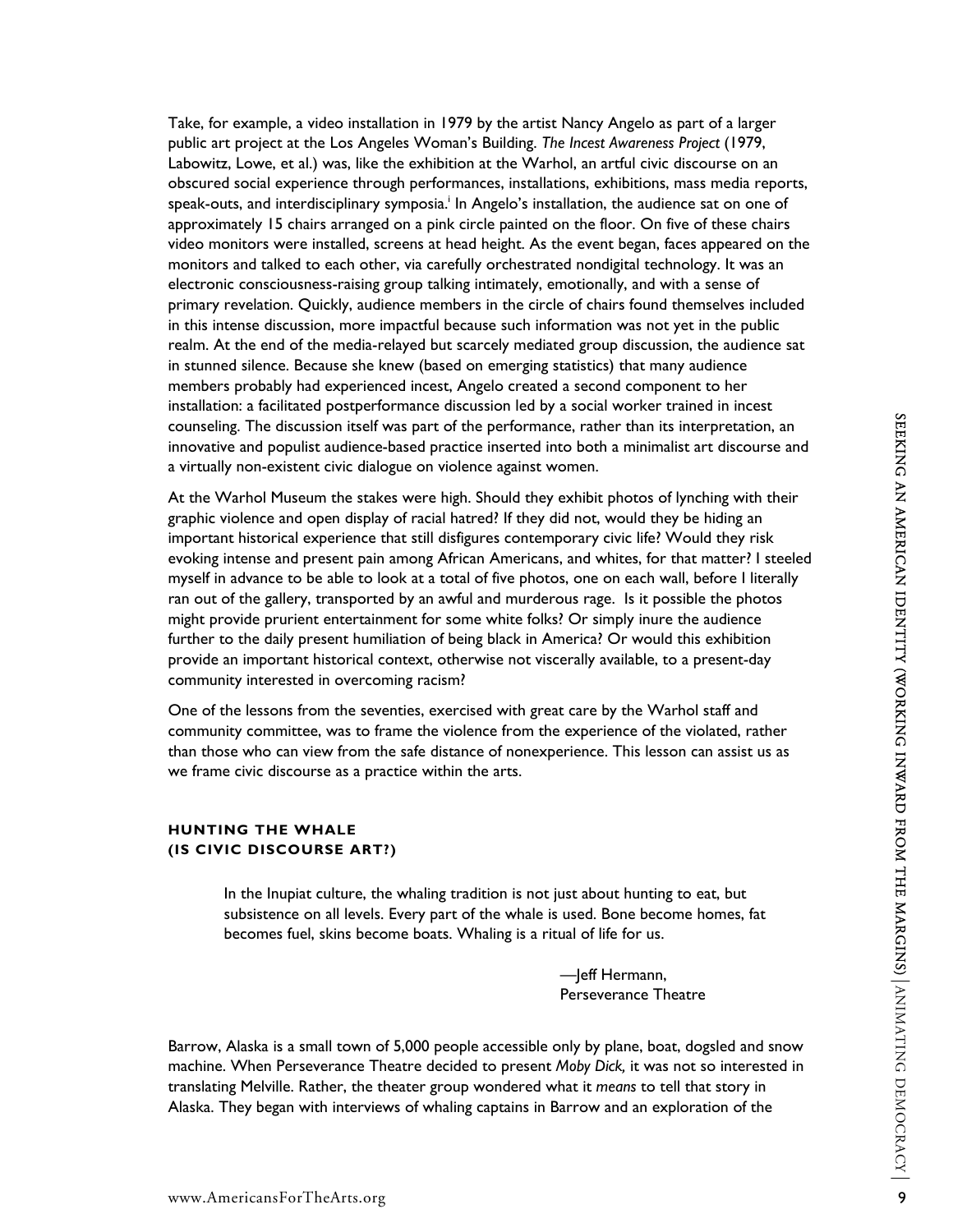Take, for example, a video installation in 1979 by the artist Nancy Angelo as part of a larger public art project at the Los Angeles Woman's Building. *The Incest Awareness Project* (1979, Labowitz, Lowe, et al.) was, like the exhibition at the Warhol, an artful civic discourse on an obscured social experience through performances, installations, exhibitions, mass media reports, speak-outs, and interdisciplinary symposia.[i] In Angelo's installation, the audience sat on one of approximately 15 chairs arranged on a pink circle painted on the floor. On five of these chairs video monitors were installed, screens at head height. As the event began, faces appeared on the monitors and talked to each other, via carefully orchestrated nondigital technology. It was an electronic consciousness-raising group talking intimately, emotionally, and with a sense of primary revelation. Quickly, audience members in the circle of chairs found themselves included in this intense discussion, more impactful because such information was not yet in the public realm. At the end of the media-relayed but scarcely mediated group discussion, the audience sat in stunned silence. Because she knew (based on emerging statistics) that many audience members probably had experienced incest, Angelo created a second component to her installation: a facilitated postperformance discussion led by a social worker trained in incest counseling. The discussion itself was part of the performance, rather than its interpretation, an innovative and populist audience-based practice inserted into both a minimalist art discourse and a virtually non-existent civic dialogue on violence against women.

At the Warhol Museum the stakes were high. Should they exhibit photos of lynching with their graphic violence and open display of racial hatred? If they did not, would they be hiding an important historical experience that still disfigures contemporary civic life? Would they risk evoking intense and present pain among African Americans, and whites, for that matter? I steeled myself in advance to be able to look at a total of five photos, one on each wall, before I literally ran out of the gallery, transported by an awful and murderous rage. Is it possible the photos might provide prurient entertainment for some white folks? Or simply inure the audience further to the daily present humiliation of being black in America? Or would this exhibition provide an important historical context, otherwise not viscerally available, to a present-day community interested in overcoming racism?

One of the lessons from the seventies, exercised with great care by the Warhol staff and community committee, was to frame the violence from the experience of the violated, rather than those who can view from the safe distance of nonexperience. This lesson can assist us as we frame civic discourse as a practice within the arts.

### HUNTING THE WHALE (IS CIVIC DISCOURSE ART?)

> In the Inupiat culture, the whaling tradition is not just about hunting to eat, but subsistence on all levels. Every part of the whale is used. Bone become homes, fat becomes fuel, skins become boats. Whaling is a ritual of life for us.
>
> —Jeff Hermann,
> Perseverance Theatre

Barrow, Alaska is a small town of 5,000 people accessible only by plane, boat, dogsled and snow machine. When Perseverance Theatre decided to present *Moby Dick,* it was not so interested in translating Melville. Rather, the theater group wondered what it *means* to tell that story in Alaska. They began with interviews of whaling captains in Barrow and an exploration of the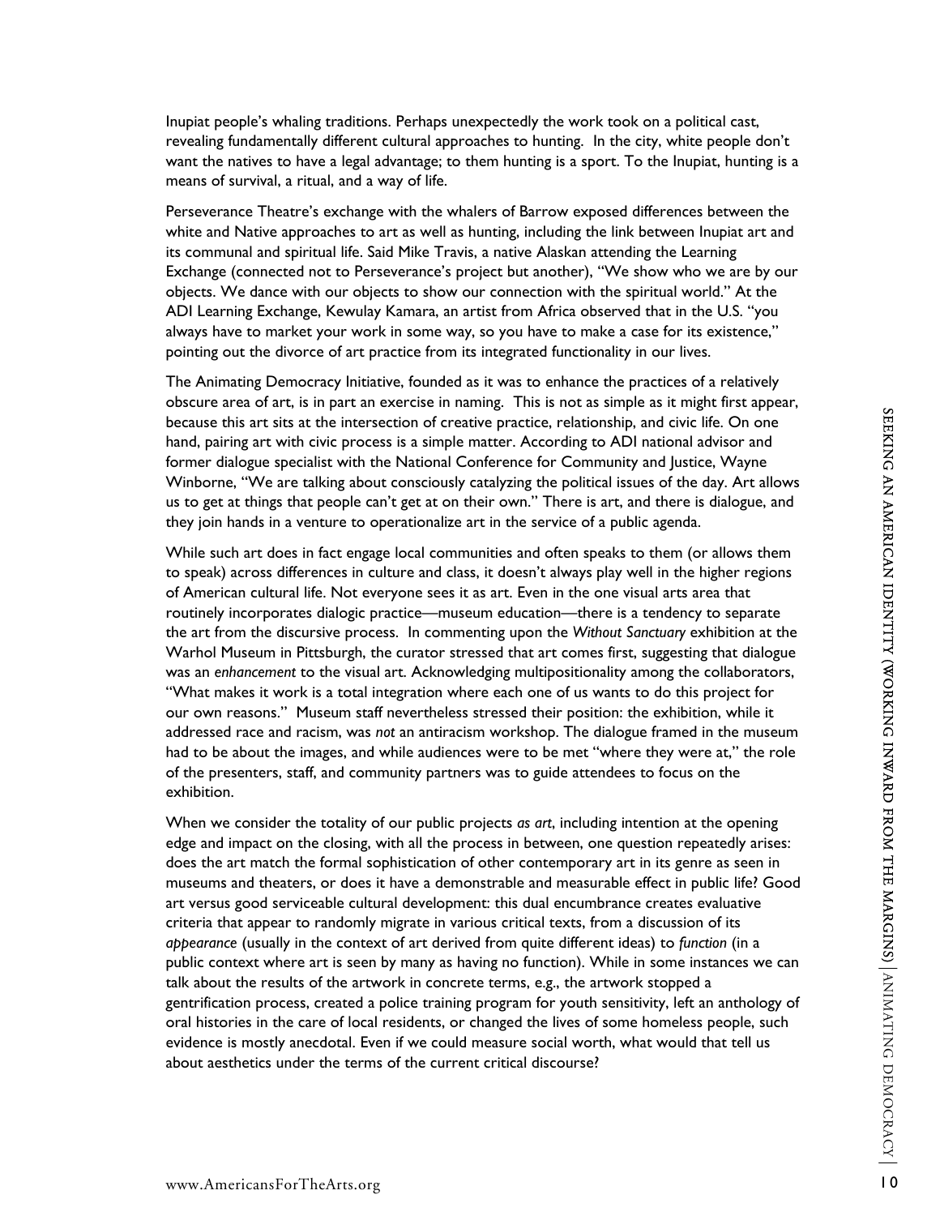Inupiat people's whaling traditions. Perhaps unexpectedly the work took on a political cast, revealing fundamentally different cultural approaches to hunting. In the city, white people don't want the natives to have a legal advantage; to them hunting is a sport. To the Inupiat, hunting is a means of survival, a ritual, and a way of life.

Perseverance Theatre's exchange with the whalers of Barrow exposed differences between the white and Native approaches to art as well as hunting, including the link between Inupiat art and its communal and spiritual life. Said Mike Travis, a native Alaskan attending the Learning Exchange (connected not to Perseverance's project but another), "We show who we are by our objects. We dance with our objects to show our connection with the spiritual world." At the ADI Learning Exchange, Kewulay Kamara, an artist from Africa observed that in the U.S. "you always have to market your work in some way, so you have to make a case for its existence," pointing out the divorce of art practice from its integrated functionality in our lives.

The Animating Democracy Initiative, founded as it was to enhance the practices of a relatively obscure area of art, is in part an exercise in naming. This is not as simple as it might first appear, because this art sits at the intersection of creative practice, relationship, and civic life. On one hand, pairing art with civic process is a simple matter. According to ADI national advisor and former dialogue specialist with the National Conference for Community and Justice, Wayne Winborne, "We are talking about consciously catalyzing the political issues of the day. Art allows us to get at things that people can't get at on their own." There is art, and there is dialogue, and they join hands in a venture to operationalize art in the service of a public agenda.

While such art does in fact engage local communities and often speaks to them (or allows them to speak) across differences in culture and class, it doesn't always play well in the higher regions of American cultural life. Not everyone sees it as art. Even in the one visual arts area that routinely incorporates dialogic practice—museum education—there is a tendency to separate the art from the discursive process. In commenting upon the *Without Sanctuary* exhibition at the Warhol Museum in Pittsburgh, the curator stressed that art comes first, suggesting that dialogue was an *enhancement* to the visual art. Acknowledging multipositionality among the collaborators, "What makes it work is a total integration where each one of us wants to do this project for our own reasons." Museum staff nevertheless stressed their position: the exhibition, while it addressed race and racism, was *not* an antiracism workshop. The dialogue framed in the museum had to be about the images, and while audiences were to be met "where they were at," the role of the presenters, staff, and community partners was to guide attendees to focus on the exhibition.

When we consider the totality of our public projects *as art*, including intention at the opening edge and impact on the closing, with all the process in between, one question repeatedly arises: does the art match the formal sophistication of other contemporary art in its genre as seen in museums and theaters, or does it have a demonstrable and measurable effect in public life? Good art versus good serviceable cultural development: this dual encumbrance creates evaluative criteria that appear to randomly migrate in various critical texts, from a discussion of its *appearance* (usually in the context of art derived from quite different ideas) to *function* (in a public context where art is seen by many as having no function). While in some instances we can talk about the results of the artwork in concrete terms, e.g., the artwork stopped a gentrification process, created a police training program for youth sensitivity, left an anthology of oral histories in the care of local residents, or changed the lives of some homeless people, such evidence is mostly anecdotal. Even if we could measure social worth, what would that tell us about aesthetics under the terms of the current critical discourse?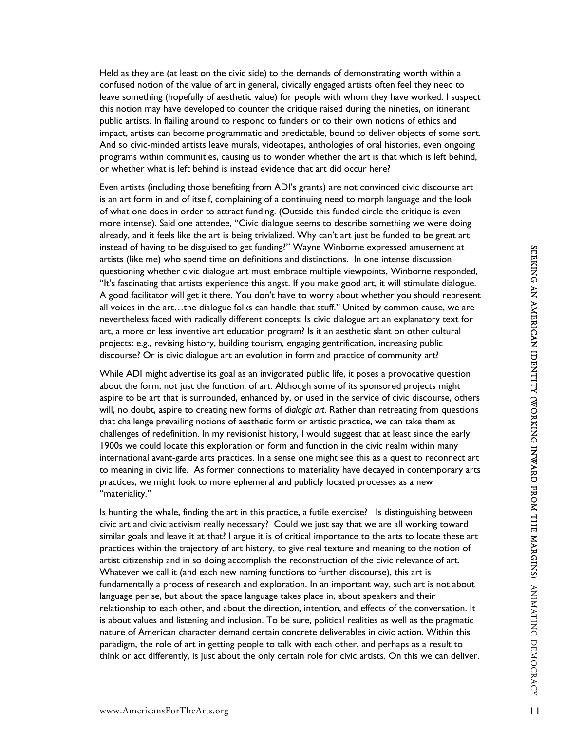Held as they are (at least on the civic side) to the demands of demonstrating worth within a confused notion of the value of art in general, civically engaged artists often feel they need to leave something (hopefully of aesthetic value) for people with whom they have worked. I suspect this notion may have developed to counter the critique raised during the nineties, on itinerant public artists. In flailing around to respond to funders or to their own notions of ethics and impact, artists can become programmatic and predictable, bound to deliver objects of some sort. And so civic-minded artists leave murals, videotapes, anthologies of oral histories, even ongoing programs within communities, causing us to wonder whether the art is that which is left behind, or whether what is left behind is instead evidence that art did occur here?

Even artists (including those benefiting from ADI's grants) are not convinced civic discourse art is an art form in and of itself, complaining of a continuing need to morph language and the look of what one does in order to attract funding. (Outside this funded circle the critique is even more intense). Said one attendee, "Civic dialogue seems to describe something we were doing already, and it feels like the art is being trivialized. Why can't art just be funded to be great art instead of having to be disguised to get funding?" Wayne Winborne expressed amusement at artists (like me) who spend time on definitions and distinctions. In one intense discussion questioning whether civic dialogue art must embrace multiple viewpoints, Winborne responded, "It's fascinating that artists experience this angst. If you make good art, it will stimulate dialogue. A good facilitator will get it there. You don't have to worry about whether you should represent all voices in the art…the dialogue folks can handle that stuff." United by common cause, we are nevertheless faced with radically different concepts: Is civic dialogue art an explanatory text for art, a more or less inventive art education program? Is it an aesthetic slant on other cultural projects: e.g., revising history, building tourism, engaging gentrification, increasing public discourse? Or is civic dialogue art an evolution in form and practice of community art?

While ADI might advertise its goal as an invigorated public life, it poses a provocative question about the form, not just the function, of art. Although some of its sponsored projects might aspire to be art that is surrounded, enhanced by, or used in the service of civic discourse, others will, no doubt, aspire to creating new forms of *dialogic art*. Rather than retreating from questions that challenge prevailing notions of aesthetic form or artistic practice, we can take them as challenges of redefinition. In my revisionist history, I would suggest that at least since the early 1900s we could locate this exploration on form and function in the civic realm within many international avant-garde arts practices. In a sense one might see this as a quest to reconnect art to meaning in civic life. As former connections to materiality have decayed in contemporary arts practices, we might look to more ephemeral and publicly located processes as a new "materiality."

Is hunting the whale, finding the art in this practice, a futile exercise? Is distinguishing between civic art and civic activism really necessary? Could we just say that we are all working toward similar goals and leave it at that? I argue it is of critical importance to the arts to locate these art practices within the trajectory of art history, to give real texture and meaning to the notion of artist citizenship and in so doing accomplish the reconstruction of the civic relevance of art. Whatever we call it (and each new naming functions to further discourse), this art is fundamentally a process of research and exploration. In an important way, such art is not about language per se, but about the space language takes place in, about speakers and their relationship to each other, and about the direction, intention, and effects of the conversation. It is about values and listening and inclusion. To be sure, political realities as well as the pragmatic nature of American character demand certain concrete deliverables in civic action. Within this paradigm, the role of art in getting people to talk with each other, and perhaps as a result to think or act differently, is just about the only certain role for civic artists. On this we can deliver.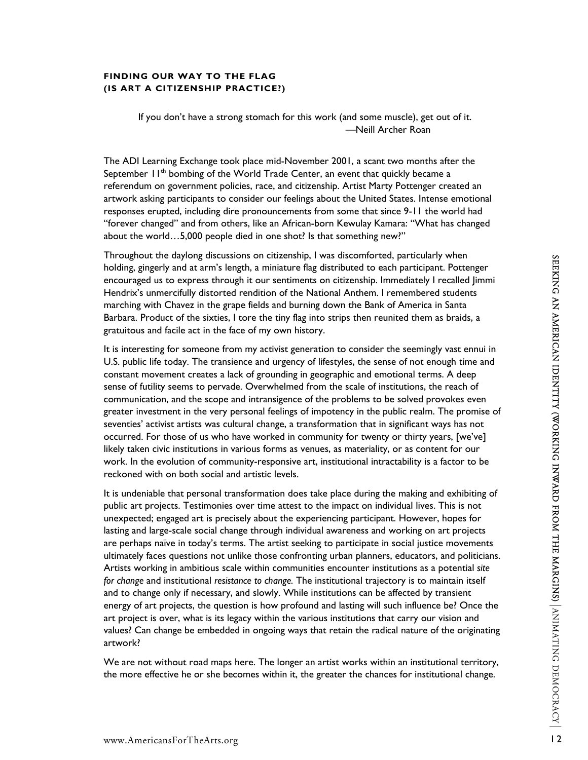### FINDING OUR WAY TO THE FLAG (IS ART A CITIZENSHIP PRACTICE?)

> If you don't have a strong stomach for this work (and some muscle), get out of it.
> —Neill Archer Roan

The ADI Learning Exchange took place mid-November 2001, a scant two months after the September 11[th] bombing of the World Trade Center, an event that quickly became a referendum on government policies, race, and citizenship. Artist Marty Pottenger created an artwork asking participants to consider our feelings about the United States. Intense emotional responses erupted, including dire pronouncements from some that since 9-11 the world had "forever changed" and from others, like an African-born Kewulay Kamara: "What has changed about the world…5,000 people died in one shot? Is that something new?"

Throughout the daylong discussions on citizenship, I was discomforted, particularly when holding, gingerly and at arm's length, a miniature flag distributed to each participant. Pottenger encouraged us to express through it our sentiments on citizenship. Immediately I recalled Jimmi Hendrix's unmercifully distorted rendition of the National Anthem. I remembered students marching with Chavez in the grape fields and burning down the Bank of America in Santa Barbara. Product of the sixties, I tore the tiny flag into strips then reunited them as braids, a gratuitous and facile act in the face of my own history.

It is interesting for someone from my activist generation to consider the seemingly vast ennui in U.S. public life today. The transience and urgency of lifestyles, the sense of not enough time and constant movement creates a lack of grounding in geographic and emotional terms. A deep sense of futility seems to pervade. Overwhelmed from the scale of institutions, the reach of communication, and the scope and intransigence of the problems to be solved provokes even greater investment in the very personal feelings of impotency in the public realm. The promise of seventies' activist artists was cultural change, a transformation that in significant ways has not occurred. For those of us who have worked in community for twenty or thirty years, [we've] likely taken civic institutions in various forms as venues, as materiality, or as content for our work. In the evolution of community-responsive art, institutional intractability is a factor to be reckoned with on both social and artistic levels.

It is undeniable that personal transformation does take place during the making and exhibiting of public art projects. Testimonies over time attest to the impact on individual lives. This is not unexpected; engaged art is precisely about the experiencing participant. However, hopes for lasting and large-scale social change through individual awareness and working on art projects are perhaps naïve in today's terms. The artist seeking to participate in social justice movements ultimately faces questions not unlike those confronting urban planners, educators, and politicians. Artists working in ambitious scale within communities encounter institutions as a potential *site for change* and institutional *resistance to change.* The institutional trajectory is to maintain itself and to change only if necessary, and slowly. While institutions can be affected by transient energy of art projects, the question is how profound and lasting will such influence be? Once the art project is over, what is its legacy within the various institutions that carry our vision and values? Can change be embedded in ongoing ways that retain the radical nature of the originating artwork?

We are not without road maps here. The longer an artist works within an institutional territory, the more effective he or she becomes within it, the greater the chances for institutional change.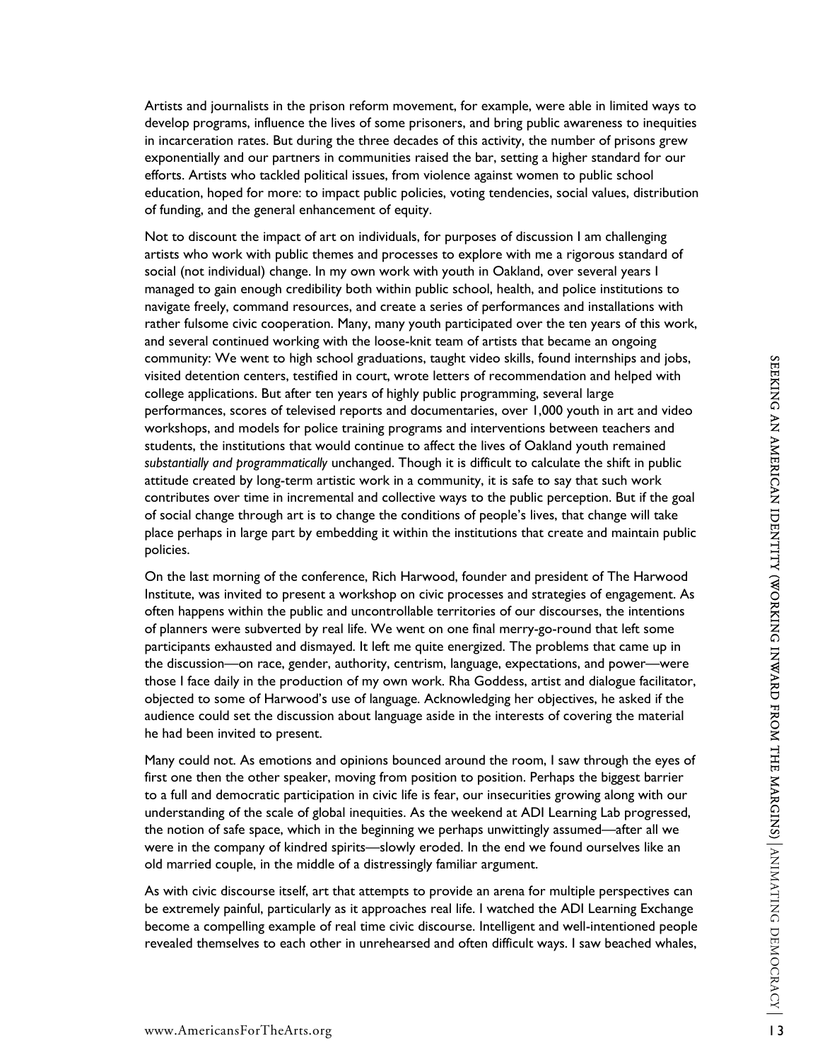Artists and journalists in the prison reform movement, for example, were able in limited ways to develop programs, influence the lives of some prisoners, and bring public awareness to inequities in incarceration rates. But during the three decades of this activity, the number of prisons grew exponentially and our partners in communities raised the bar, setting a higher standard for our efforts. Artists who tackled political issues, from violence against women to public school education, hoped for more: to impact public policies, voting tendencies, social values, distribution of funding, and the general enhancement of equity.

Not to discount the impact of art on individuals, for purposes of discussion I am challenging artists who work with public themes and processes to explore with me a rigorous standard of social (not individual) change. In my own work with youth in Oakland, over several years I managed to gain enough credibility both within public school, health, and police institutions to navigate freely, command resources, and create a series of performances and installations with rather fulsome civic cooperation. Many, many youth participated over the ten years of this work, and several continued working with the loose-knit team of artists that became an ongoing community: We went to high school graduations, taught video skills, found internships and jobs, visited detention centers, testified in court, wrote letters of recommendation and helped with college applications. But after ten years of highly public programming, several large performances, scores of televised reports and documentaries, over 1,000 youth in art and video workshops, and models for police training programs and interventions between teachers and students, the institutions that would continue to affect the lives of Oakland youth remained *substantially and programmatically* unchanged. Though it is difficult to calculate the shift in public attitude created by long-term artistic work in a community, it is safe to say that such work contributes over time in incremental and collective ways to the public perception. But if the goal of social change through art is to change the conditions of people's lives, that change will take place perhaps in large part by embedding it within the institutions that create and maintain public policies.

On the last morning of the conference, Rich Harwood, founder and president of The Harwood Institute, was invited to present a workshop on civic processes and strategies of engagement. As often happens within the public and uncontrollable territories of our discourses, the intentions of planners were subverted by real life. We went on one final merry-go-round that left some participants exhausted and dismayed. It left me quite energized. The problems that came up in the discussion—on race, gender, authority, centrism, language, expectations, and power—were those I face daily in the production of my own work. Rha Goddess, artist and dialogue facilitator, objected to some of Harwood's use of language. Acknowledging her objectives, he asked if the audience could set the discussion about language aside in the interests of covering the material he had been invited to present.

Many could not. As emotions and opinions bounced around the room, I saw through the eyes of first one then the other speaker, moving from position to position. Perhaps the biggest barrier to a full and democratic participation in civic life is fear, our insecurities growing along with our understanding of the scale of global inequities. As the weekend at ADI Learning Lab progressed, the notion of safe space, which in the beginning we perhaps unwittingly assumed—after all we were in the company of kindred spirits—slowly eroded. In the end we found ourselves like an old married couple, in the middle of a distressingly familiar argument.

As with civic discourse itself, art that attempts to provide an arena for multiple perspectives can be extremely painful, particularly as it approaches real life. I watched the ADI Learning Exchange become a compelling example of real time civic discourse. Intelligent and well-intentioned people revealed themselves to each other in unrehearsed and often difficult ways. I saw beached whales,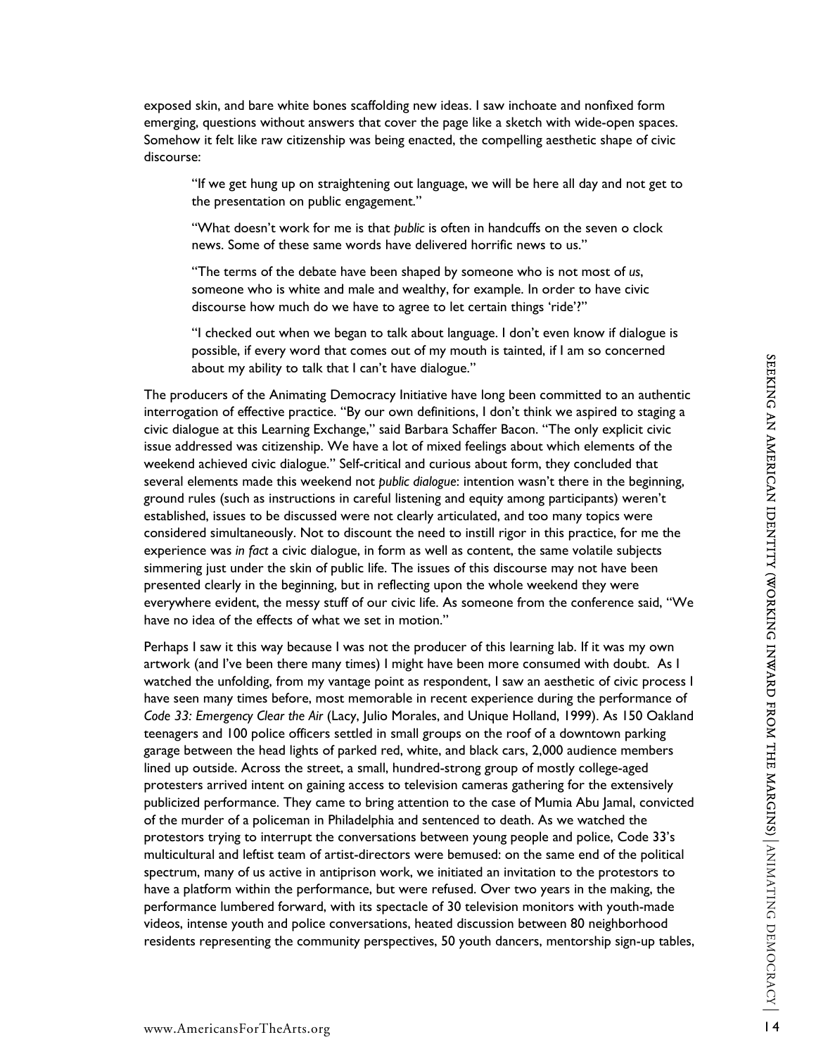exposed skin, and bare white bones scaffolding new ideas. I saw inchoate and nonfixed form emerging, questions without answers that cover the page like a sketch with wide-open spaces. Somehow it felt like raw citizenship was being enacted, the compelling aesthetic shape of civic discourse:

> "If we get hung up on straightening out language, we will be here all day and not get to the presentation on public engagement."
>
> "What doesn't work for me is that *public* is often in handcuffs on the seven o clock news. Some of these same words have delivered horrific news to us."
>
> "The terms of the debate have been shaped by someone who is not most of *us*, someone who is white and male and wealthy, for example. In order to have civic discourse how much do we have to agree to let certain things 'ride'?"
>
> "I checked out when we began to talk about language. I don't even know if dialogue is possible, if every word that comes out of my mouth is tainted, if I am so concerned about my ability to talk that I can't have dialogue."

The producers of the Animating Democracy Initiative have long been committed to an authentic interrogation of effective practice. "By our own definitions, I don't think we aspired to staging a civic dialogue at this Learning Exchange," said Barbara Schaffer Bacon. "The only explicit civic issue addressed was citizenship. We have a lot of mixed feelings about which elements of the weekend achieved civic dialogue." Self-critical and curious about form, they concluded that several elements made this weekend not *public dialogue*: intention wasn't there in the beginning, ground rules (such as instructions in careful listening and equity among participants) weren't established, issues to be discussed were not clearly articulated, and too many topics were considered simultaneously. Not to discount the need to instill rigor in this practice, for me the experience was *in fact* a civic dialogue, in form as well as content, the same volatile subjects simmering just under the skin of public life. The issues of this discourse may not have been presented clearly in the beginning, but in reflecting upon the whole weekend they were everywhere evident, the messy stuff of our civic life. As someone from the conference said, "We have no idea of the effects of what we set in motion."

Perhaps I saw it this way because I was not the producer of this learning lab. If it was my own artwork (and I've been there many times) I might have been more consumed with doubt. As I watched the unfolding, from my vantage point as respondent, I saw an aesthetic of civic process I have seen many times before, most memorable in recent experience during the performance of *Code 33: Emergency Clear the Air* (Lacy, Julio Morales, and Unique Holland, 1999). As 150 Oakland teenagers and 100 police officers settled in small groups on the roof of a downtown parking garage between the head lights of parked red, white, and black cars, 2,000 audience members lined up outside. Across the street, a small, hundred-strong group of mostly college-aged protesters arrived intent on gaining access to television cameras gathering for the extensively publicized performance. They came to bring attention to the case of Mumia Abu Jamal, convicted of the murder of a policeman in Philadelphia and sentenced to death. As we watched the protestors trying to interrupt the conversations between young people and police, Code 33's multicultural and leftist team of artist-directors were bemused: on the same end of the political spectrum, many of us active in antiprison work, we initiated an invitation to the protestors to have a platform within the performance, but were refused. Over two years in the making, the performance lumbered forward, with its spectacle of 30 television monitors with youth-made videos, intense youth and police conversations, heated discussion between 80 neighborhood residents representing the community perspectives, 50 youth dancers, mentorship sign-up tables,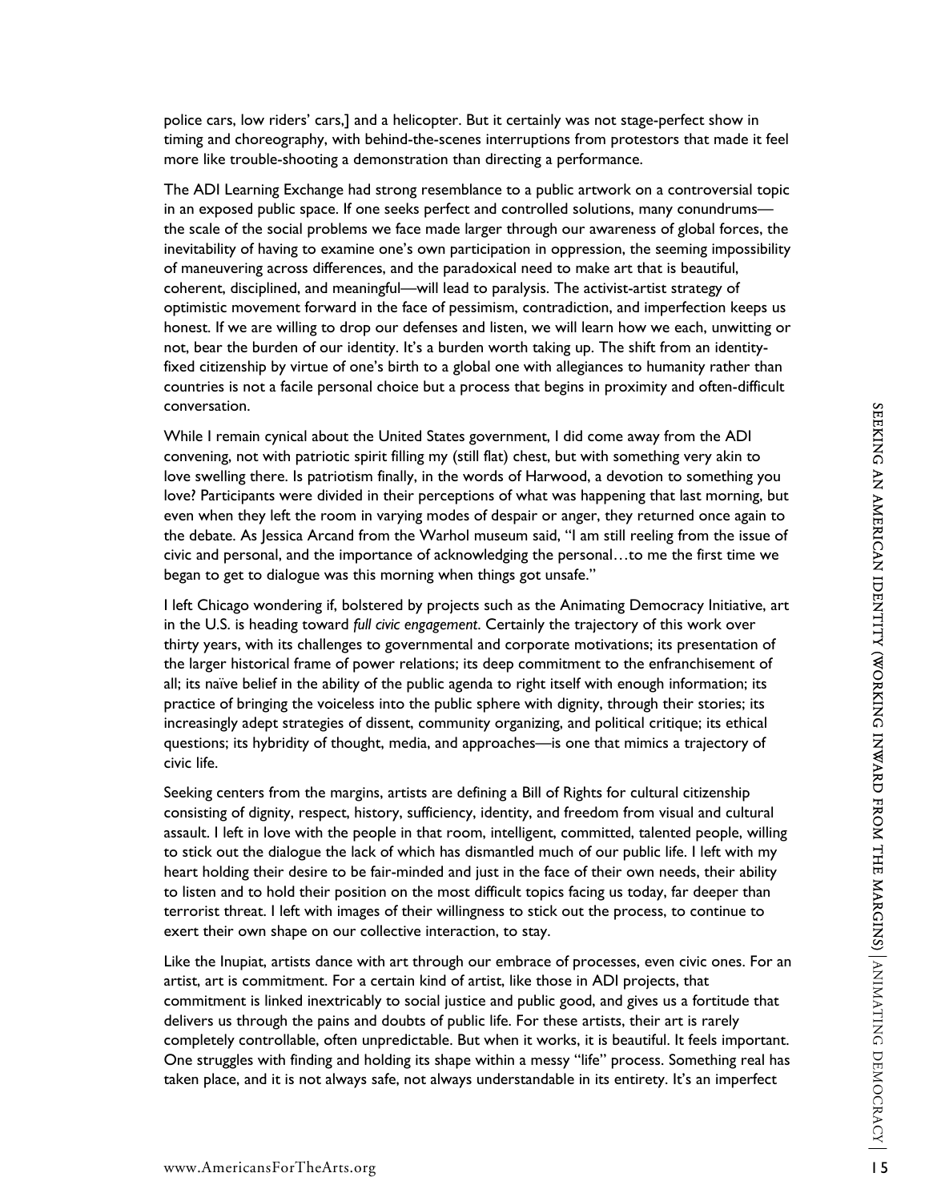police cars, low riders' cars,] and a helicopter. But it certainly was not stage-perfect show in timing and choreography, with behind-the-scenes interruptions from protestors that made it feel more like trouble-shooting a demonstration than directing a performance.

The ADI Learning Exchange had strong resemblance to a public artwork on a controversial topic in an exposed public space. If one seeks perfect and controlled solutions, many conundrums—the scale of the social problems we face made larger through our awareness of global forces, the inevitability of having to examine one's own participation in oppression, the seeming impossibility of maneuvering across differences, and the paradoxical need to make art that is beautiful, coherent, disciplined, and meaningful—will lead to paralysis. The activist-artist strategy of optimistic movement forward in the face of pessimism, contradiction, and imperfection keeps us honest. If we are willing to drop our defenses and listen, we will learn how we each, unwitting or not, bear the burden of our identity. It's a burden worth taking up. The shift from an identity-fixed citizenship by virtue of one's birth to a global one with allegiances to humanity rather than countries is not a facile personal choice but a process that begins in proximity and often-difficult conversation.

While I remain cynical about the United States government, I did come away from the ADI convening, not with patriotic spirit filling my (still flat) chest, but with something very akin to love swelling there. Is patriotism finally, in the words of Harwood, a devotion to something you love? Participants were divided in their perceptions of what was happening that last morning, but even when they left the room in varying modes of despair or anger, they returned once again to the debate. As Jessica Arcand from the Warhol museum said, "I am still reeling from the issue of civic and personal, and the importance of acknowledging the personal…to me the first time we began to get to dialogue was this morning when things got unsafe."

I left Chicago wondering if, bolstered by projects such as the Animating Democracy Initiative, art in the U.S. is heading toward *full civic engagement*. Certainly the trajectory of this work over thirty years, with its challenges to governmental and corporate motivations; its presentation of the larger historical frame of power relations; its deep commitment to the enfranchisement of all; its naïve belief in the ability of the public agenda to right itself with enough information; its practice of bringing the voiceless into the public sphere with dignity, through their stories; its increasingly adept strategies of dissent, community organizing, and political critique; its ethical questions; its hybridity of thought, media, and approaches—is one that mimics a trajectory of civic life.

Seeking centers from the margins, artists are defining a Bill of Rights for cultural citizenship consisting of dignity, respect, history, sufficiency, identity, and freedom from visual and cultural assault. I left in love with the people in that room, intelligent, committed, talented people, willing to stick out the dialogue the lack of which has dismantled much of our public life. I left with my heart holding their desire to be fair-minded and just in the face of their own needs, their ability to listen and to hold their position on the most difficult topics facing us today, far deeper than terrorist threat. I left with images of their willingness to stick out the process, to continue to exert their own shape on our collective interaction, to stay.

Like the Inupiat, artists dance with art through our embrace of processes, even civic ones. For an artist, art is commitment. For a certain kind of artist, like those in ADI projects, that commitment is linked inextricably to social justice and public good, and gives us a fortitude that delivers us through the pains and doubts of public life. For these artists, their art is rarely completely controllable, often unpredictable. But when it works, it is beautiful. It feels important. One struggles with finding and holding its shape within a messy "life" process. Something real has taken place, and it is not always safe, not always understandable in its entirety. It's an imperfect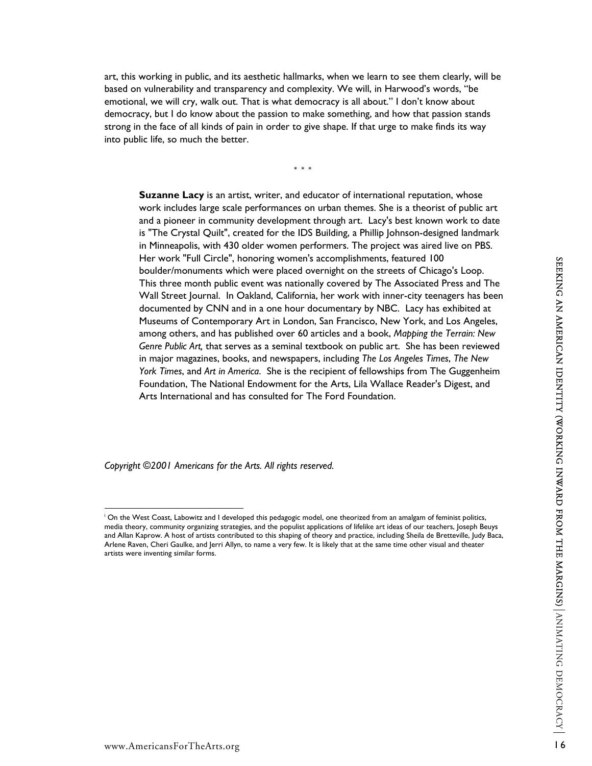art, this working in public, and its aesthetic hallmarks, when we learn to see them clearly, will be based on vulnerability and transparency and complexity. We will, in Harwood's words, "be emotional, we will cry, walk out. That is what democracy is all about." I don't know about democracy, but I do know about the passion to make something, and how that passion stands strong in the face of all kinds of pain in order to give shape. If that urge to make finds its way into public life, so much the better.

\* \* \*

**Suzanne Lacy** is an artist, writer, and educator of international reputation, whose work includes large scale performances on urban themes. She is a theorist of public art and a pioneer in community development through art. Lacy's best known work to date is "The Crystal Quilt", created for the IDS Building, a Phillip Johnson-designed landmark in Minneapolis, with 430 older women performers. The project was aired live on PBS. Her work "Full Circle", honoring women's accomplishments, featured 100 boulder/monuments which were placed overnight on the streets of Chicago's Loop. This three month public event was nationally covered by The Associated Press and The Wall Street Journal. In Oakland, California, her work with inner-city teenagers has been documented by CNN and in a one hour documentary by NBC. Lacy has exhibited at Museums of Contemporary Art in London, San Francisco, New York, and Los Angeles, among others, and has published over 60 articles and a book, *Mapping the Terrain: New Genre Public Art,* that serves as a seminal textbook on public art. She has been reviewed in major magazines, books, and newspapers, including *The Los Angeles Times*, *The New York Times*, and *Art in America*. She is the recipient of fellowships from The Guggenheim Foundation, The National Endowment for the Arts, Lila Wallace Reader's Digest, and Arts International and has consulted for The Ford Foundation.

*Copyright ©2001 Americans for the Arts. All rights reserved.*

---

[i] On the West Coast, Labowitz and I developed this pedagogic model, one theorized from an amalgam of feminist politics, media theory, community organizing strategies, and the populist applications of lifelike art ideas of our teachers, Joseph Beuys and Allan Kaprow. A host of artists contributed to this shaping of theory and practice, including Sheila de Bretteville, Judy Baca, Arlene Raven, Cheri Gaulke, and Jerri Allyn, to name a very few. It is likely that at the same time other visual and theater artists were inventing similar forms.